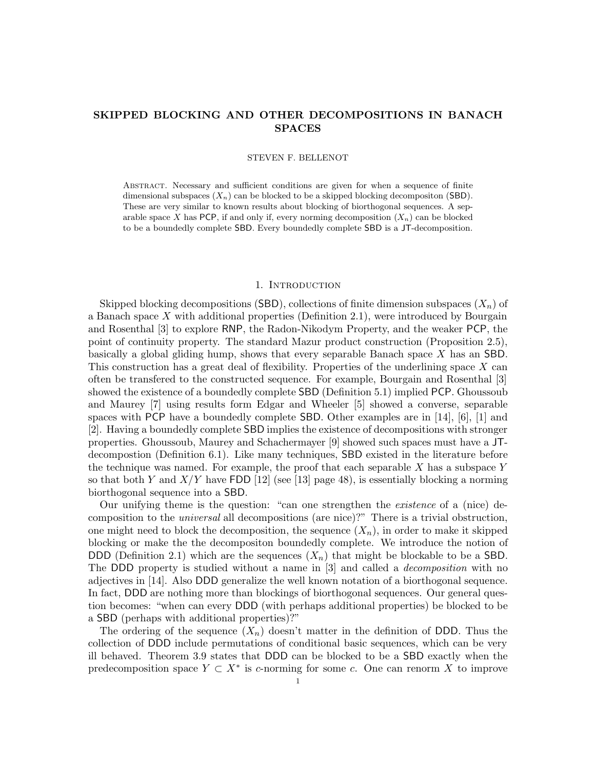# SKIPPED BLOCKING AND OTHER DECOMPOSITIONS IN BANACH SPACES

STEVEN F. BELLENOT

Abstract. Necessary and sufficient conditions are given for when a sequence of finite dimensional subspaces $(X_n)$ can be blocked to be a skipped blocking decompositon (SBD). These are very similar to known results about blocking of biorthogonal sequences. A separable space $X$ has PCP, if and only if, every norming decomposition $(X_n)$ can be blocked to be a boundedly complete SBD. Every boundedly complete SBD is a JT-decomposition.

## 1. Introduction

Skipped blocking decompositions (SBD), collections of finite dimension subspaces $(X_n)$ of a Banach space $X$ with additional properties (Definition 2.1), were introduced by Bourgain and Rosenthal [3] to explore RNP, the Radon-Nikodym Property, and the weaker PCP, the point of continuity property. The standard Mazur product construction (Proposition 2.5), basically a global gliding hump, shows that every separable Banach space $X$ has an SBD. This construction has a great deal of flexibility. Properties of the underlining space $X$ can often be transfered to the constructed sequence. For example, Bourgain and Rosenthal [3] showed the existence of a boundedly complete SBD (Definition 5.1) implied PCP. Ghoussoub and Maurey [7] using results form Edgar and Wheeler [5] showed a converse, separable spaces with PCP have a boundedly complete SBD. Other examples are in [14], [6], [1] and [2]. Having a boundedly complete SBD implies the existence of decompositions with stronger properties. Ghoussoub, Maurey and Schachermayer [9] showed such spaces must have a JT-decompostion (Definition 6.1). Like many techniques, SBD existed in the literature before the technique was named. For example, the proof that each separable $X$ has a subspace $Y$ so that both $Y$ and $X/Y$ have FDD [12] (see [13] page 48), is essentially blocking a norming biorthogonal sequence into a SBD.

Our unifying theme is the question: "can one strengthen the *existence* of a (nice) decomposition to the *universal* all decompositions (are nice)?" There is a trivial obstruction, one might need to block the decomposition, the sequence $(X_n)$, in order to make it skipped blocking or make the the decompositon boundedly complete. We introduce the notion of DDD (Definition 2.1) which are the sequences $(X_n)$ that might be blockable to be a SBD. The DDD property is studied without a name in [3] and called a *decomposition* with no adjectives in [14]. Also DDD generalize the well known notation of a biorthogonal sequence. In fact, DDD are nothing more than blockings of biorthogonal sequences. Our general question becomes: "when can every DDD (with perhaps additional properties) be blocked to be a SBD (perhaps with additional properties)?"

The ordering of the sequence $(X_n)$ doesn't matter in the definition of DDD. Thus the collection of DDD include permutations of conditional basic sequences, which can be very ill behaved. Theorem 3.9 states that DDD can be blocked to be a SBD exactly when the predecomposition space $Y \subset X^*$ is $c$-norming for some $c$. One can renorm $X$ to improve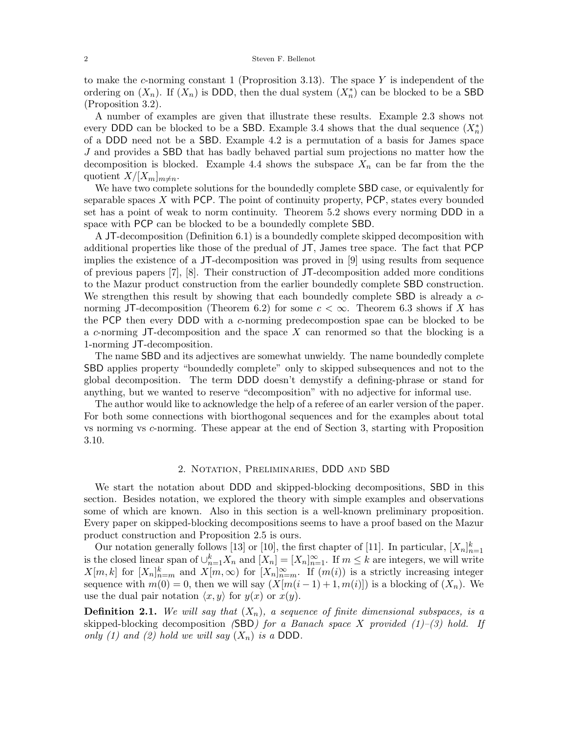to make the $c$-norming constant 1 (Proprosition 3.13). The space $Y$ is independent of the ordering on $(X_n)$. If $(X_n)$ is DDD, then the dual system $(X_n^*)$ can be blocked to be a SBD (Proposition 3.2).

A number of examples are given that illustrate these results. Example 2.3 shows not every DDD can be blocked to be a SBD. Example 3.4 shows that the dual sequence $(X_n^*)$ of a DDD need not be a SBD. Example 4.2 is a permutation of a basis for James space $J$ and provides a SBD that has badly behaved partial sum projections no matter how the decomposition is blocked. Example 4.4 shows the subspace $X_n$ can be far from the the quotient $X/[X_m]_{m\neq n}$.

We have two complete solutions for the boundedly complete SBD case, or equivalently for separable spaces $X$ with PCP. The point of continuity property, PCP, states every bounded set has a point of weak to norm continuity. Theorem 5.2 shows every norming DDD in a space with PCP can be blocked to be a boundedly complete SBD.

A JT-decomposition (Definition 6.1) is a boundedly complete skipped decomposition with additional properties like those of the predual of JT, James tree space. The fact that PCP implies the existence of a JT-decomposition was proved in [9] using results from sequence of previous papers [7], [8]. Their construction of JT-decomposition added more conditions to the Mazur product construction from the earlier boundedly complete SBD construction. We strengthen this result by showing that each boundedly complete SBD is already a $c$-norming JT-decomposition (Theorem 6.2) for some $c < \infty$. Theorem 6.3 shows if $X$ has the PCP then every DDD with a $c$-norming predecompostion spae can be blocked to be a $c$-norming JT-decomposition and the space $X$ can renormed so that the blocking is a 1-norming JT-decomposition.

The name SBD and its adjectives are somewhat unwieldy. The name boundedly complete SBD applies property "boundedly complete" only to skipped subsequences and not to the global decomposition. The term DDD doesn't demystify a defining-phrase or stand for anything, but we wanted to reserve "decomposition" with no adjective for informal use.

The author would like to acknowledge the help of a referee of an earler version of the paper. For both some connections with biorthogonal sequences and for the examples about total vs norming vs $c$-norming. These appear at the end of Section 3, starting with Proposition 3.10.

## 2. Notation, Preliminaries, DDD and SBD

We start the notation about DDD and skipped-blocking decompositions, SBD in this section. Besides notation, we explored the theory with simple examples and observations some of which are known. Also in this section is a well-known preliminary proposition. Every paper on skipped-blocking decompositions seems to have a proof based on the Mazur product construction and Proposition 2.5 is ours.

Our notation generally follows [13] or [10], the first chapter of [11]. In particular, $[X_n]_{n=1}^k$ is the closed linear span of $\cup_{n=1}^k X_n$ and $[X_n] = [X_n]_{n=1}^\infty$. If $m \leq k$ are integers, we will write $X[m, k]$ for $[X_n]_{n=m}^k$ and $X[m, \infty)$ for $[X_n]_{n=m}^\infty$. If $(m(i))$ is a strictly increasing integer sequence with $m(0) = 0$, then we will say $(X[m(i-1)+1, m(i)])$ is a blocking of $(X_n)$. We use the dual pair notation $\langle x, y\rangle$ for $y(x)$ or $x(y)$.

**Definition 2.1.** *We will say that $(X_n)$, a sequence of finite dimensional subspaces, is a* skipped-blocking decomposition *(*SBD*) for a Banach space $X$ provided (1)–(3) hold. If only (1) and (2) hold we will say $(X_n)$ is a* DDD*.*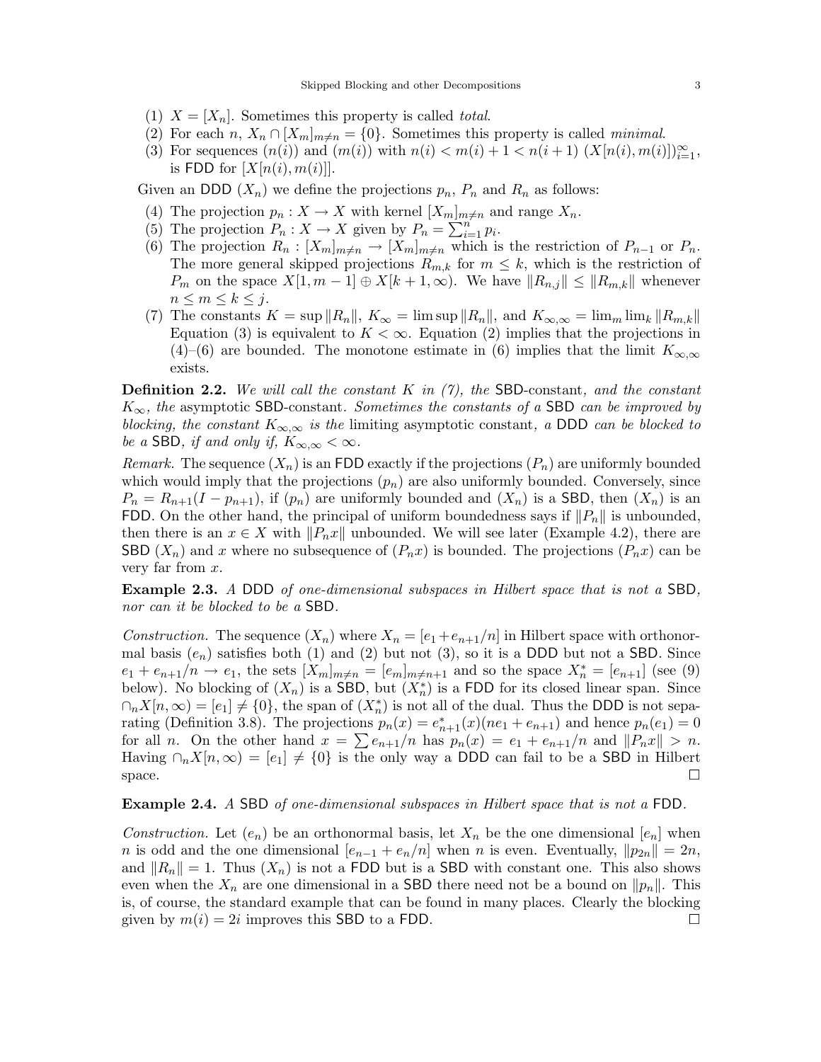(1) $X = [X_n]$. Sometimes this property is called *total*.
(2) For each $n$, $X_n \cap [X_m]_{m\neq n} = \{0\}$. Sometimes this property is called *minimal*.
(3) For sequences $(n(i))$ and $(m(i))$ with $n(i) < m(i) + 1 < n(i+1)$ $(X[n(i), m(i)])_{i=1}^{\infty}$, is FDD for $[X[n(i), m(i)]]$.

Given an DDD $(X_n)$ we define the projections $p_n$, $P_n$ and $R_n$ as follows:

(4) The projection $p_n : X \to X$ with kernel $[X_m]_{m\neq n}$ and range $X_n$.
(5) The projection $P_n : X \to X$ given by $P_n = \sum_{i=1}^{n} p_i$.
(6) The projection $R_n : [X_m]_{m\neq n} \to [X_m]_{m\neq n}$ which is the restriction of $P_{n-1}$ or $P_n$. The more general skipped projections $R_{m,k}$ for $m \leq k$, which is the restriction of $P_m$ on the space $X[1, m-1] \oplus X[k+1, \infty)$. We have $\|R_{n,j}\| \leq \|R_{m,k}\|$ whenever $n \leq m \leq k \leq j$.
(7) The constants $K = \sup \|R_n\|$, $K_\infty = \limsup \|R_n\|$, and $K_{\infty,\infty} = \lim_m \lim_k \|R_{m,k}\|$ Equation (3) is equivalent to $K < \infty$. Equation (2) implies that the projections in (4)–(6) are bounded. The monotone estimate in (6) implies that the limit $K_{\infty,\infty}$ exists.

**Definition 2.2.** *We will call the constant $K$ in (7), the* SBD-constant*, and the constant $K_\infty$, the* asymptotic SBD-constant*. Sometimes the constants of a* SBD *can be improved by blocking, the constant $K_{\infty,\infty}$ is the* limiting asymptotic constant*, a* DDD *can be blocked to be a* SBD*, if and only if, $K_{\infty,\infty} < \infty$.*

*Remark.* The sequence $(X_n)$ is an FDD exactly if the projections $(P_n)$ are uniformly bounded which would imply that the projections $(p_n)$ are also uniformly bounded. Conversely, since $P_n = R_{n+1}(I - p_{n+1})$, if $(p_n)$ are uniformly bounded and $(X_n)$ is a SBD, then $(X_n)$ is an FDD. On the other hand, the principal of uniform boundedness says if $\|P_n\|$ is unbounded, then there is an $x \in X$ with $\|P_n x\|$ unbounded. We will see later (Example 4.2), there are SBD $(X_n)$ and $x$ where no subsequence of $(P_n x)$ is bounded. The projections $(P_n x)$ can be very far from $x$.

**Example 2.3.** *A* DDD *of one-dimensional subspaces in Hilbert space that is not a* SBD*, nor can it be blocked to be a* SBD*.*

*Construction.* The sequence $(X_n)$ where $X_n = [e_1 + e_{n+1}/n]$ in Hilbert space with orthonormal basis $(e_n)$ satisfies both (1) and (2) but not (3), so it is a DDD but not a SBD. Since $e_1 + e_{n+1}/n \to e_1$, the sets $[X_m]_{m\neq n} = [e_m]_{m\neq n+1}$ and so the space $X_n^* = [e_{n+1}]$ (see (9) below). No blocking of $(X_n)$ is a SBD, but $(X_n^*)$ is a FDD for its closed linear span. Since $\cap_n X[n, \infty) = [e_1] \neq \{0\}$, the span of $(X_n^*)$ is not all of the dual. Thus the DDD is not separating (Definition 3.8). The projections $p_n(x) = e_{n+1}^*(x)(ne_1 + e_{n+1})$ and hence $p_n(e_1) = 0$ for all $n$. On the other hand $x = \sum e_{n+1}/n$ has $p_n(x) = e_1 + e_{n+1}/n$ and $\|P_n x\| > n$. Having $\cap_n X[n, \infty) = [e_1] \neq \{0\}$ is the only way a DDD can fail to be a SBD in Hilbert space. $\square$

**Example 2.4.** *A* SBD *of one-dimensional subspaces in Hilbert space that is not a* FDD*.*

*Construction.* Let $(e_n)$ be an orthonormal basis, let $X_n$ be the one dimensional $[e_n]$ when $n$ is odd and the one dimensional $[e_{n-1} + e_n/n]$ when $n$ is even. Eventually, $\|p_{2n}\| = 2n$, and $\|R_n\| = 1$. Thus $(X_n)$ is not a FDD but is a SBD with constant one. This also shows even when the $X_n$ are one dimensional in a SBD there need not be a bound on $\|p_n\|$. This is, of course, the standard example that can be found in many places. Clearly the blocking given by $m(i) = 2i$ improves this SBD to a FDD. $\square$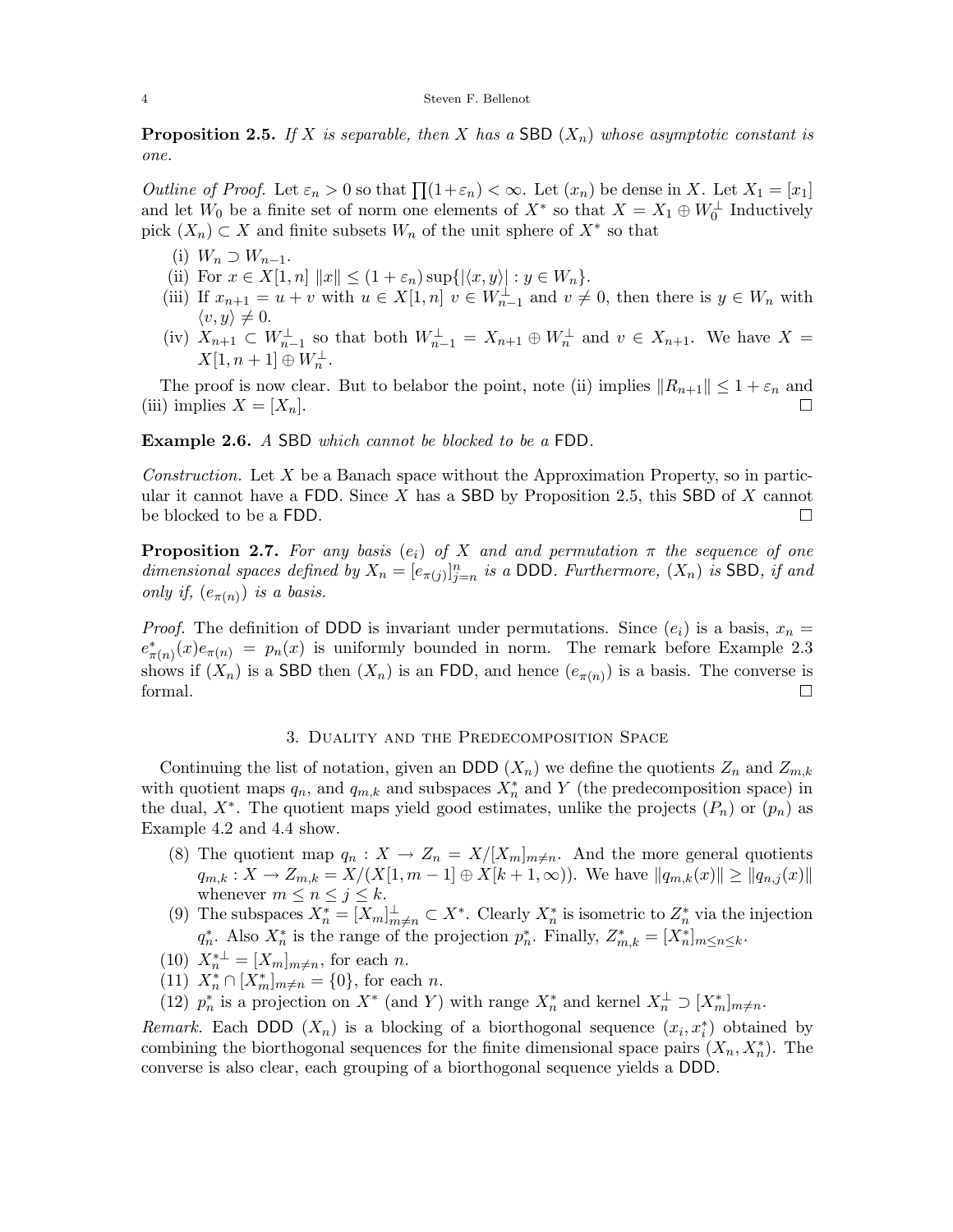**Proposition 2.5.** *If $X$ is separable, then $X$ has a* SBD $(X_n)$ *whose asymptotic constant is one.*

*Outline of Proof.* Let $\varepsilon_n > 0$ so that $\prod(1+\varepsilon_n) < \infty$. Let $(x_n)$ be dense in $X$. Let $X_1 = [x_1]$ and let $W_0$ be a finite set of norm one elements of $X^*$ so that $X = X_1 \oplus W_0^\perp$ Inductively pick $(X_n) \subset X$ and finite subsets $W_n$ of the unit sphere of $X^*$ so that

(i) $W_n \supset W_{n-1}$.
(ii) For $x \in X[1,n]$ $\|x\| \le (1+\varepsilon_n)\sup\{|\langle x, y\rangle| : y \in W_n\}$.
(iii) If $x_{n+1} = u + v$ with $u \in X[1,n]$ $v \in W_{n-1}^\perp$ and $v \neq 0$, then there is $y \in W_n$ with $\langle v, y\rangle \neq 0$.
(iv) $X_{n+1} \subset W_{n-1}^\perp$ so that both $W_{n-1}^\perp = X_{n+1} \oplus W_n^\perp$ and $v \in X_{n+1}$. We have $X = X[1, n+1] \oplus W_n^\perp$.

The proof is now clear. But to belabor the point, note (ii) implies $\|R_{n+1}\| \le 1 + \varepsilon_n$ and (iii) implies $X = [X_n]$. $\square$

**Example 2.6.** *A* SBD *which cannot be blocked to be a* FDD.

*Construction.* Let $X$ be a Banach space without the Approximation Property, so in particular it cannot have a FDD. Since $X$ has a SBD by Proposition 2.5, this SBD of $X$ cannot be blocked to be a FDD. $\square$

**Proposition 2.7.** *For any basis $(e_i)$ of $X$ and and permutation $\pi$ the sequence of one dimensional spaces defined by $X_n = [e_{\pi(j)}]_{j=n}^n$ is a* DDD. *Furthermore, $(X_n)$ is* SBD, *if and only if, $(e_{\pi(n)})$ is a basis.*

*Proof.* The definition of DDD is invariant under permutations. Since $(e_i)$ is a basis, $x_n = e^*_{\pi(n)}(x)e_{\pi(n)} = p_n(x)$ is uniformly bounded in norm. The remark before Example 2.3 shows if $(X_n)$ is a SBD then $(X_n)$ is an FDD, and hence $(e_{\pi(n)})$ is a basis. The converse is formal. $\square$

## 3. Duality and the Predecomposition Space

Continuing the list of notation, given an DDD $(X_n)$ we define the quotients $Z_n$ and $Z_{m,k}$ with quotient maps $q_n$, and $q_{m,k}$ and subspaces $X_n^*$ and $Y$ (the predecomposition space) in the dual, $X^*$. The quotient maps yield good estimates, unlike the projects $(P_n)$ or $(p_n)$ as Example 4.2 and 4.4 show.

(8) The quotient map $q_n : X \to Z_n = X/[X_m]_{m\neq n}$. And the more general quotients $q_{m,k} : X \to Z_{m,k} = X/(X[1, m-1] \oplus X[k+1, \infty))$. We have $\|q_{m,k}(x)\| \ge \|q_{n,j}(x)\|$ whenever $m \le n \le j \le k$.
(9) The subspaces $X_n^* = [X_m]^\perp_{m\neq n} \subset X^*$. Clearly $X_n^*$ is isometric to $Z_n^*$ via the injection $q_n^*$. Also $X_n^*$ is the range of the projection $p_n^*$. Finally, $Z_{m,k}^* = [X_n^*]_{m\le n\le k}$.
(10) $X_n^{*\perp} = [X_m]_{m\neq n}$, for each $n$.
(11) $X_n^* \cap [X_m^*]_{m\neq n} = \{0\}$, for each $n$.
(12) $p_n^*$ is a projection on $X^*$ (and $Y$) with range $X_n^*$ and kernel $X_n^\perp \supset [X_m^*]_{m\neq n}$.

*Remark.* Each DDD $(X_n)$ is a blocking of a biorthogonal sequence $(x_i, x_i^*)$ obtained by combining the biorthogonal sequences for the finite dimensional space pairs $(X_n, X_n^*)$. The converse is also clear, each grouping of a biorthogonal sequence yields a DDD.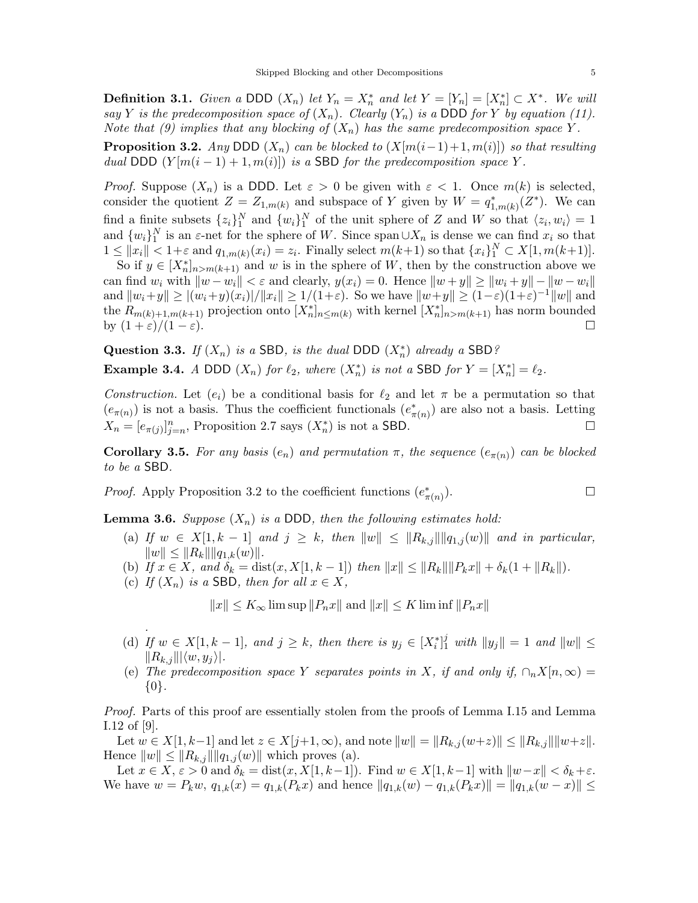**Definition 3.1.** *Given a* DDD $(X_n)$ *let* $Y_n = X_n^*$ *and let* $Y = [Y_n] = [X_n^*] \subset X^*$. *We will say* $Y$ *is the predecomposition space of* $(X_n)$. *Clearly* $(Y_n)$ *is a* DDD *for* $Y$ *by equation (11). Note that (9) implies that any blocking of* $(X_n)$ *has the same predecomposition space* $Y$.

**Proposition 3.2.** *Any* DDD $(X_n)$ *can be blocked to* $(X[m(i-1)+1, m(i)])$ *so that resulting dual* DDD $(Y[m(i-1)+1, m(i)])$ *is a* SBD *for the predecomposition space* $Y$.

*Proof.* Suppose $(X_n)$ is a DDD. Let $\varepsilon > 0$ be given with $\varepsilon < 1$. Once $m(k)$ is selected, consider the quotient $Z = Z_{1,m(k)}$ and subspace of $Y$ given by $W = q^*_{1,m(k)}(Z^*)$. We can find a finite subsets $\{z_i\}_1^N$ and $\{w_i\}_1^N$ of the unit sphere of $Z$ and $W$ so that $\langle z_i, w_i\rangle = 1$ and $\{w_i\}_1^N$ is an $\varepsilon$-net for the sphere of $W$. Since span$\cup X_n$ is dense we can find $x_i$ so that $1 \le \|x_i\| < 1+\varepsilon$ and $q_{1,m(k)}(x_i) = z_i$. Finally select $m(k+1)$ so that $\{x_i\}_1^N \subset X[1, m(k+1)]$.

So if $y \in [X_n^*]_{n>m(k+1)}$ and $w$ is in the sphere of $W$, then by the construction above we can find $w_i$ with $\|w - w_i\| < \varepsilon$ and clearly, $y(x_i) = 0$. Hence $\|w + y\| \ge \|w_i + y\| - \|w - w_i\|$ and $\|w_i + y\| \ge |(w_i + y)(x_i)|/\|x_i\| \ge 1/(1+\varepsilon)$. So we have $\|w + y\| \ge (1-\varepsilon)(1+\varepsilon)^{-1}\|w\|$ and the $R_{m(k)+1,m(k+1)}$ projection onto $[X_n^*]_{n\le m(k)}$ with kernel $[X_n^*]_{n>m(k+1)}$ has norm bounded by $(1+\varepsilon)/(1-\varepsilon)$. $\square$

**Question 3.3.** *If* $(X_n)$ *is a* SBD, *is the dual* DDD $(X_n^*)$ *already a* SBD*?*

**Example 3.4.** *A* DDD $(X_n)$ *for* $\ell_2$, *where* $(X_n^*)$ *is not a* SBD *for* $Y = [X_n^*] = \ell_2$.

*Construction.* Let $(e_i)$ be a conditional basis for $\ell_2$ and let $\pi$ be a permutation so that $(e_{\pi(n)})$ is not a basis. Thus the coefficient functionals $(e^*_{\pi(n)})$ are also not a basis. Letting $X_n = [e_{\pi(j)}]_{j=n}^n$, Proposition 2.7 says $(X_n^*)$ is not a SBD. $\square$

**Corollary 3.5.** *For any basis* $(e_n)$ *and permutation* $\pi$, *the sequence* $(e_{\pi(n)})$ *can be blocked to be a* SBD.

*Proof.* Apply Proposition 3.2 to the coefficient functions $(e^*_{\pi(n)})$. $\square$

**Lemma 3.6.** *Suppose* $(X_n)$ *is a* DDD, *then the following estimates hold:*

- (a) *If* $w \in X[1, k-1]$ *and* $j \ge k$, *then* $\|w\| \le \|R_{k,j}\|\|q_{1,j}(w)\|$ *and in particular,* $\|w\| \le \|R_k\|\|q_{1,k}(w)\|$.
- (b) *If* $x \in X$, *and* $\delta_k = \operatorname{dist}(x, X[1, k-1])$ *then* $\|x\| \le \|R_k\|\|P_k x\| + \delta_k(1 + \|R_k\|)$.
- (c) *If* $(X_n)$ *is a* SBD, *then for all* $x \in X$,

$$\|x\| \le K_\infty \limsup \|P_n x\| \text{ and } \|x\| \le K \liminf \|P_n x\|$$

.

- (d) *If* $w \in X[1, k-1]$, *and* $j \ge k$, *then there is* $y_j \in [X_i^*]_1^j$ *with* $\|y_j\| = 1$ *and* $\|w\| \le \|R_{k,j}\||\langle w, y_j\rangle|$.
- (e) *The predecomposition space* $Y$ *separates points in* $X$, *if and only if,* $\cap_n X[n, \infty) = \{0\}$.

*Proof.* Parts of this proof are essentially stolen from the proofs of Lemma I.15 and Lemma I.12 of [9].

Let $w \in X[1, k-1]$ and let $z \in X[j+1, \infty)$, and note $\|w\| = \|R_{k,j}(w+z)\| \le \|R_{k,j}\|\|w+z\|$. Hence $\|w\| \le \|R_{k,j}\|\|q_{1,j}(w)\|$ which proves (a).

Let $x \in X$, $\varepsilon > 0$ and $\delta_k = \operatorname{dist}(x, X[1, k-1])$. Find $w \in X[1, k-1]$ with $\|w - x\| < \delta_k + \varepsilon$. We have $w = P_k w$, $q_{1,k}(x) = q_{1,k}(P_k x)$ and hence $\|q_{1,k}(w) - q_{1,k}(P_k x)\| = \|q_{1,k}(w - x)\| \le$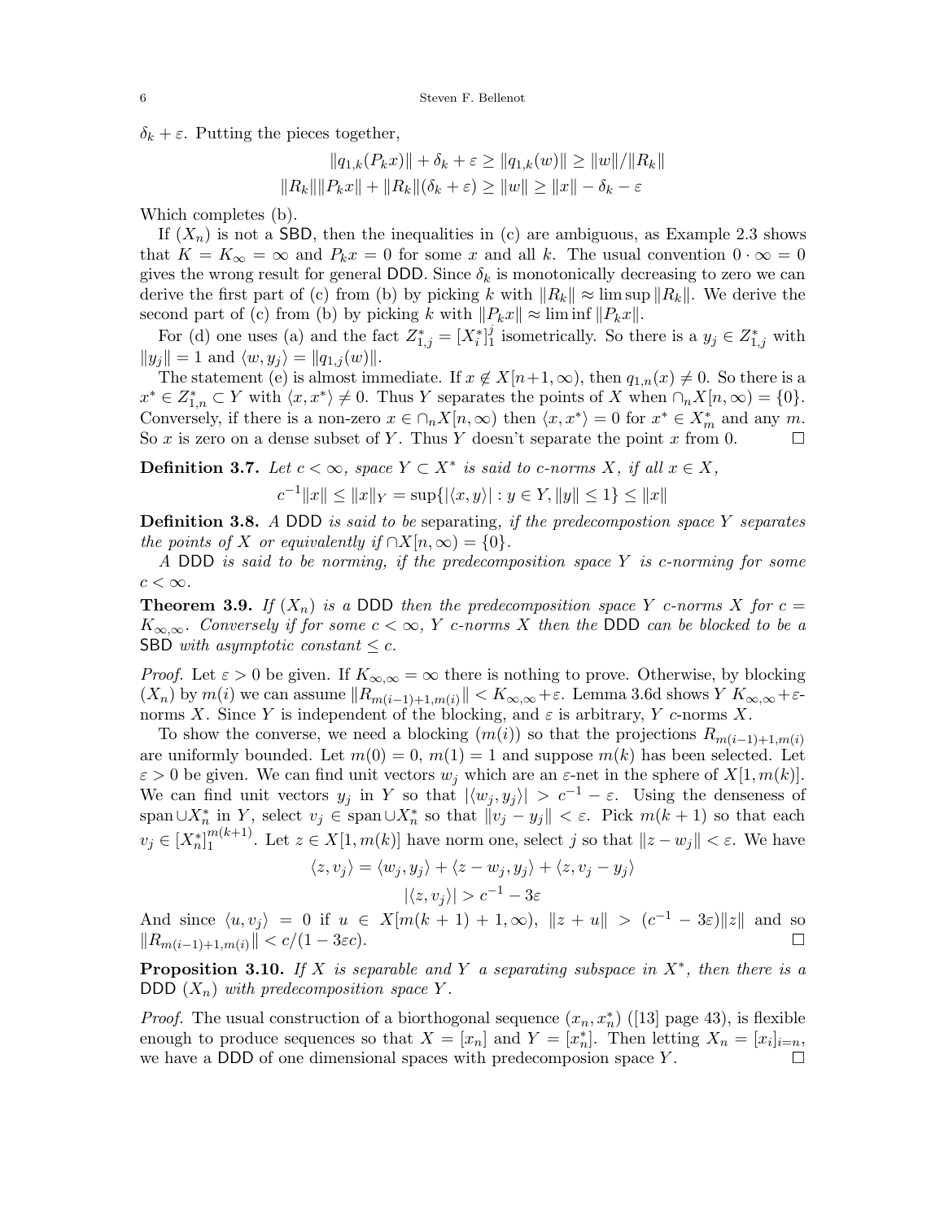$\delta_k + \varepsilon$. Putting the pieces together,

$$\|q_{1,k}(P_k x)\| + \delta_k + \varepsilon \geq \|q_{1,k}(w)\| \geq \|w\|/\|R_k\|$$
$$\|R_k\|\|P_k x\| + \|R_k\|(\delta_k + \varepsilon) \geq \|w\| \geq \|x\| - \delta_k - \varepsilon$$

Which completes (b).

If $(X_n)$ is not a SBD, then the inequalities in (c) are ambiguous, as Example 2.3 shows that $K = K_\infty = \infty$ and $P_k x = 0$ for some $x$ and all $k$. The usual convention $0 \cdot \infty = 0$ gives the wrong result for general DDD. Since $\delta_k$ is monotonically decreasing to zero we can derive the first part of (c) from (b) by picking $k$ with $\|R_k\| \approx \limsup \|R_k\|$. We derive the second part of (c) from (b) by picking $k$ with $\|P_k x\| \approx \liminf \|P_k x\|$.

For (d) one uses (a) and the fact $Z_{1,j}^* = [X_i^*]_1^j$ isometrically. So there is a $y_j \in Z_{1,j}^*$ with $\|y_j\| = 1$ and $\langle w, y_j \rangle = \|q_{1,j}(w)\|$.

The statement (e) is almost immediate. If $x \notin X[n+1, \infty)$, then $q_{1,n}(x) \neq 0$. So there is a $x^* \in Z_{1,n}^* \subset Y$ with $\langle x, x^* \rangle \neq 0$. Thus $Y$ separates the points of $X$ when $\cap_n X[n, \infty) = \{0\}$. Conversely, if there is a non-zero $x \in \cap_n X[n, \infty)$ then $\langle x, x^* \rangle = 0$ for $x^* \in X_m^*$ and any $m$. So $x$ is zero on a dense subset of $Y$. Thus $Y$ doesn't separate the point $x$ from 0. $\square$

**Definition 3.7.** *Let $c < \infty$, space $Y \subset X^*$ is said to c-norms $X$, if all $x \in X$,*

$$c^{-1}\|x\| \leq \|x\|_Y = \sup\{|\langle x, y \rangle| : y \in Y, \|y\| \leq 1\} \leq \|x\|$$

**Definition 3.8.** *A DDD is said to be* separating, *if the predecompostion space $Y$ separates the points of $X$ or equivalently if $\cap X[n, \infty) = \{0\}$.*

*A DDD is said to be* norming, *if the predecomposition space $Y$ is c-norming for some $c < \infty$.*

**Theorem 3.9.** *If $(X_n)$ is a DDD then the predecomposition space $Y$ c-norms $X$ for $c = K_{\infty,\infty}$. Conversely if for some $c < \infty$, $Y$ c-norms $X$ then the DDD can be blocked to be a SBD with asymptotic constant $\leq c$.*

*Proof.* Let $\varepsilon > 0$ be given. If $K_{\infty,\infty} = \infty$ there is nothing to prove. Otherwise, by blocking $(X_n)$ by $m(i)$ we can assume $\|R_{m(i-1)+1, m(i)}\| < K_{\infty,\infty} + \varepsilon$. Lemma 3.6d shows $Y$ $K_{\infty,\infty} + \varepsilon$-norms $X$. Since $Y$ is independent of the blocking, and $\varepsilon$ is arbitrary, $Y$ $c$-norms $X$.

To show the converse, we need a blocking $(m(i))$ so that the projections $R_{m(i-1)+1, m(i)}$ are uniformly bounded. Let $m(0) = 0$, $m(1) = 1$ and suppose $m(k)$ has been selected. Let $\varepsilon > 0$ be given. We can find unit vectors $w_j$ which are an $\varepsilon$-net in the sphere of $X[1, m(k)]$. We can find unit vectors $y_j$ in $Y$ so that $|\langle w_j, y_j \rangle| > c^{-1} - \varepsilon$. Using the denseness of $\operatorname{span} \cup X_n^*$ in $Y$, select $v_j \in \operatorname{span} \cup X_n^*$ so that $\|v_j - y_j\| < \varepsilon$. Pick $m(k+1)$ so that each $v_j \in [X_n^*]_1^{m(k+1)}$. Let $z \in X[1, m(k)]$ have norm one, select $j$ so that $\|z - w_j\| < \varepsilon$. We have

$$\langle z, v_j \rangle = \langle w_j, y_j \rangle + \langle z - w_j, y_j \rangle + \langle z, v_j - y_j \rangle$$
$$|\langle z, v_j \rangle| > c^{-1} - 3\varepsilon$$

And since $\langle u, v_j \rangle = 0$ if $u \in X[m(k+1)+1, \infty)$, $\|z + u\| > (c^{-1} - 3\varepsilon)\|z\|$ and so $\|R_{m(i-1)+1, m(i)}\| < c/(1 - 3\varepsilon c)$. $\square$

**Proposition 3.10.** *If $X$ is separable and $Y$ a separating subspace in $X^*$, then there is a DDD $(X_n)$ with predecomposition space $Y$.*

*Proof.* The usual construction of a biorthogonal sequence $(x_n, x_n^*)$ ([13] page 43), is flexible enough to produce sequences so that $X = [x_n]$ and $Y = [x_n^*]$. Then letting $X_n = [x_i]_{i=n}$, we have a DDD of one dimensional spaces with predecomposion space $Y$. $\square$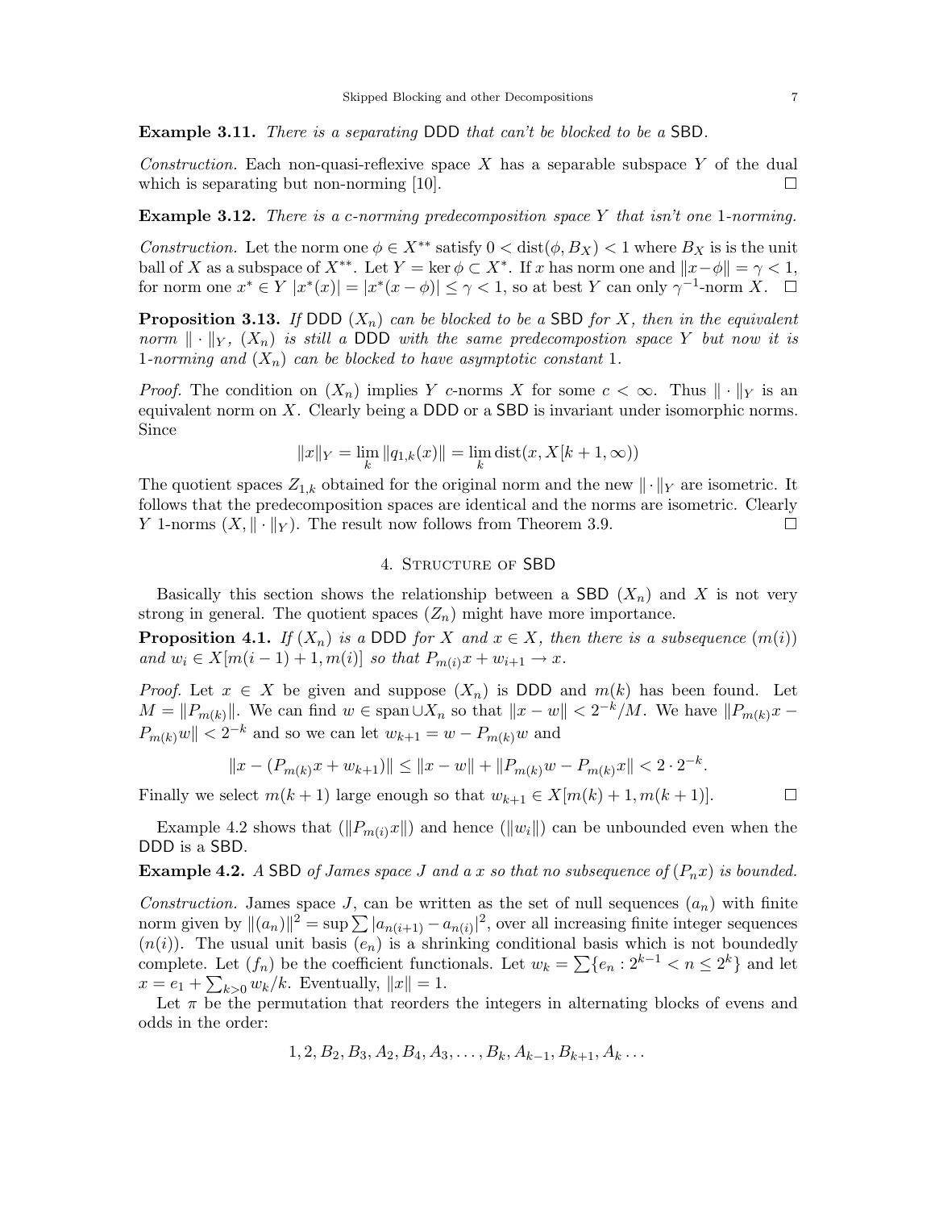**Example 3.11.** *There is a separating* DDD *that can't be blocked to be a* SBD.

*Construction.* Each non-quasi-reflexive space $X$ has a separable subspace $Y$ of the dual which is separating but non-norming [10]. ◻

**Example 3.12.** *There is a $c$-norming predecomposition space $Y$ that isn't one 1-norming.*

*Construction.* Let the norm one $\phi \in X^{**}$ satisfy $0 < \operatorname{dist}(\phi, B_X) < 1$ where $B_X$ is is the unit ball of $X$ as a subspace of $X^{**}$. Let $Y = \ker \phi \subset X^*$. If $x$ has norm one and $\|x - \phi\| = \gamma < 1$, for norm one $x^* \in Y$ $|x^*(x)| = |x^*(x - \phi)| \leq \gamma < 1$, so at best $Y$ can only $\gamma^{-1}$-norm $X$. ◻

**Proposition 3.13.** *If* DDD $(X_n)$ *can be blocked to be a* SBD *for $X$, then in the equivalent norm $\|\cdot\|_Y$, $(X_n)$ is still a* DDD *with the same predecompostion space $Y$ but now it is 1-norming and $(X_n)$ can be blocked to have asymptotic constant 1.*

*Proof.* The condition on $(X_n)$ implies $Y$ $c$-norms $X$ for some $c < \infty$. Thus $\|\cdot\|_Y$ is an equivalent norm on $X$. Clearly being a DDD or a SBD is invariant under isomorphic norms. Since

$$\|x\|_Y = \lim_k \|q_{1,k}(x)\| = \lim_k \operatorname{dist}(x, X[k+1, \infty))$$

The quotient spaces $Z_{1,k}$ obtained for the original norm and the new $\|\cdot\|_Y$ are isometric. It follows that the predecomposition spaces are identical and the norms are isometric. Clearly $Y$ 1-norms $(X, \|\cdot\|_Y)$. The result now follows from Theorem 3.9. ◻

## 4. Structure of SBD

Basically this section shows the relationship between a SBD $(X_n)$ and $X$ is not very strong in general. The quotient spaces $(Z_n)$ might have more importance.

**Proposition 4.1.** *If $(X_n)$ is a* DDD *for $X$ and $x \in X$, then there is a subsequence $(m(i))$ and $w_i \in X[m(i-1)+1, m(i)]$ so that $P_{m(i)}x + w_{i+1} \to x$.*

*Proof.* Let $x \in X$ be given and suppose $(X_n)$ is DDD and $m(k)$ has been found. Let $M = \|P_{m(k)}\|$. We can find $w \in \operatorname{span} \cup X_n$ so that $\|x - w\| < 2^{-k}/M$. We have $\|P_{m(k)}x - P_{m(k)}w\| < 2^{-k}$ and so we can let $w_{k+1} = w - P_{m(k)}w$ and

$$\|x - (P_{m(k)}x + w_{k+1})\| \leq \|x - w\| + \|P_{m(k)}w - P_{m(k)}x\| < 2 \cdot 2^{-k}.$$

Finally we select $m(k+1)$ large enough so that $w_{k+1} \in X[m(k)+1, m(k+1)]$. ◻

Example 4.2 shows that $(\|P_{m(i)}x\|)$ and hence $(\|w_i\|)$ can be unbounded even when the DDD is a SBD.

**Example 4.2.** *A* SBD *of James space $J$ and a $x$ so that no subsequence of $(P_n x)$ is bounded.*

*Construction.* James space $J$, can be written as the set of null sequences $(a_n)$ with finite norm given by $\|(a_n)\|^2 = \sup \sum |a_{n(i+1)} - a_{n(i)}|^2$, over all increasing finite integer sequences $(n(i))$. The usual unit basis $(e_n)$ is a shrinking conditional basis which is not boundedly complete. Let $(f_n)$ be the coefficient functionals. Let $w_k = \sum\{e_n : 2^{k-1} < n \leq 2^k\}$ and let $x = e_1 + \sum_{k>0} w_k/k$. Eventually, $\|x\| = 1$.

Let $\pi$ be the permutation that reorders the integers in alternating blocks of evens and odds in the order:

$$1, 2, B_2, B_3, A_2, B_4, A_3, \ldots, B_k, A_{k-1}, B_{k+1}, A_k \ldots$$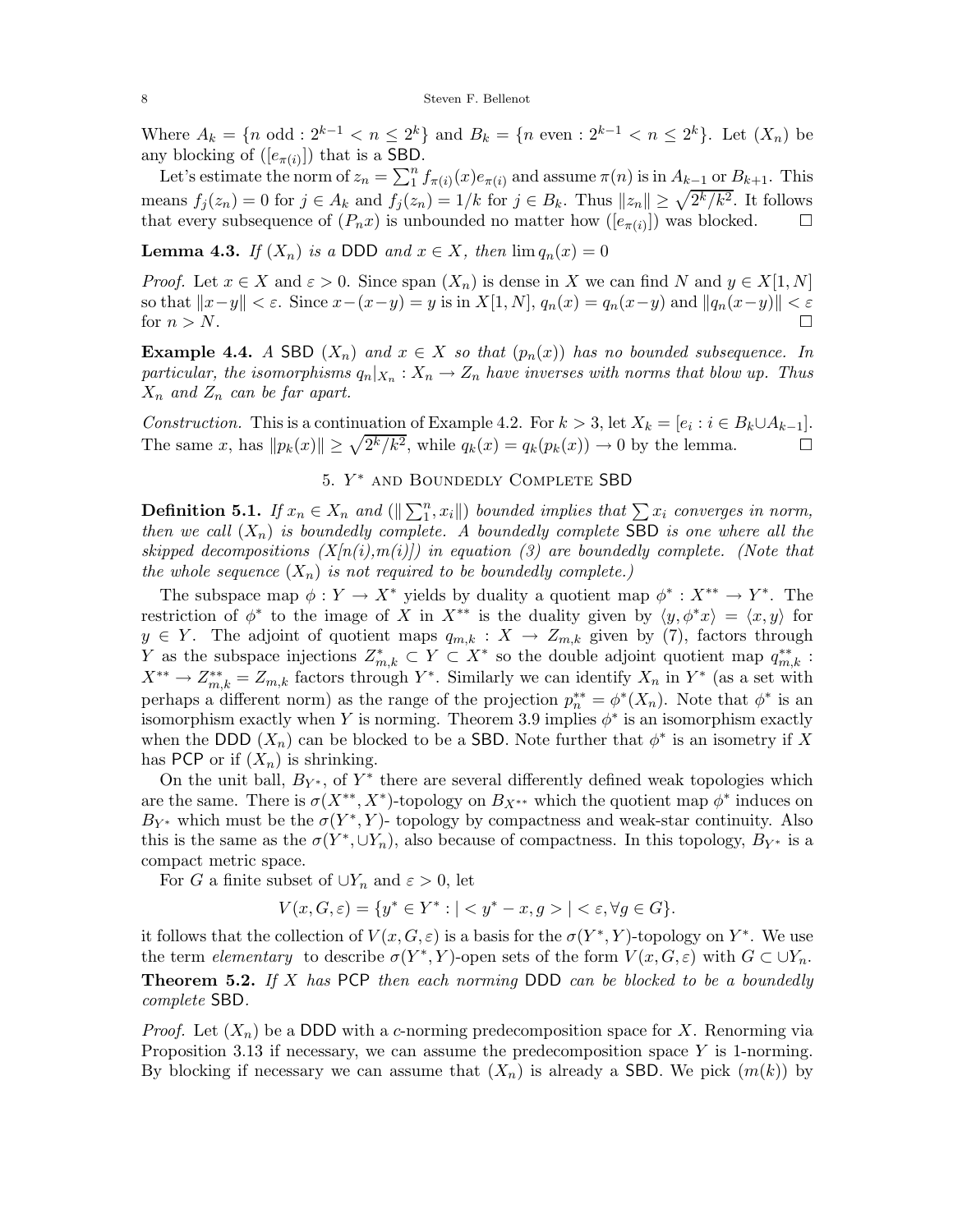Where $A_k = \{n \text{ odd} : 2^{k-1} < n \le 2^k\}$ and $B_k = \{n \text{ even} : 2^{k-1} < n \le 2^k\}$. Let $(X_n)$ be any blocking of $([e_{\pi(i)}])$ that is a SBD.

Let's estimate the norm of $z_n = \sum_1^n f_{\pi(i)}(x) e_{\pi(i)}$ and assume $\pi(n)$ is in $A_{k-1}$ or $B_{k+1}$. This means $f_j(z_n) = 0$ for $j \in A_k$ and $f_j(z_n) = 1/k$ for $j \in B_k$. Thus $\|z_n\| \ge \sqrt{2^k/k^2}$. It follows that every subsequence of $(P_n x)$ is unbounded no matter how $([e_{\pi(i)}])$ was blocked. $\square$

**Lemma 4.3.** *If $(X_n)$ is a DDD and $x \in X$, then $\lim q_n(x) = 0$*

*Proof.* Let $x \in X$ and $\varepsilon > 0$. Since span $(X_n)$ is dense in $X$ we can find $N$ and $y \in X[1,N]$ so that $\|x - y\| < \varepsilon$. Since $x - (x-y) = y$ is in $X[1,N]$, $q_n(x) = q_n(x-y)$ and $\|q_n(x-y)\| < \varepsilon$ for $n > N$. $\square$

**Example 4.4.** *A SBD $(X_n)$ and $x \in X$ so that $(p_n(x))$ has no bounded subsequence. In particular, the isomorphisms $q_n|_{X_n} : X_n \to Z_n$ have inverses with norms that blow up. Thus $X_n$ and $Z_n$ can be far apart.*

*Construction.* This is a continuation of Example 4.2. For $k > 3$, let $X_k = [e_i : i \in B_k \cup A_{k-1}]$. The same $x$, has $\|p_k(x)\| \ge \sqrt{2^k/k^2}$, while $q_k(x) = q_k(p_k(x)) \to 0$ by the lemma. $\square$

## 5. $Y^*$ and Boundedly Complete SBD

**Definition 5.1.** *If $x_n \in X_n$ and $(\|\sum_1^n x_i\|)$ bounded implies that $\sum x_i$ converges in norm, then we call $(X_n)$ is boundedly complete. A boundedly complete SBD is one where all the skipped decompositions $(X[n(i),m(i)])$ in equation (3) are boundedly complete. (Note that the whole sequence $(X_n)$ is not required to be boundedly complete.)*

The subspace map $\phi : Y \to X^*$ yields by duality a quotient map $\phi^* : X^{**} \to Y^*$. The restriction of $\phi^*$ to the image of $X$ in $X^{**}$ is the duality given by $\langle y, \phi^* x\rangle = \langle x, y\rangle$ for $y \in Y$. The adjoint of quotient maps $q_{m,k} : X \to Z_{m,k}$ given by (7), factors through $Y$ as the subspace injections $Z^*_{m,k} \subset Y \subset X^*$ so the double adjoint quotient map $q^{**}_{m,k} : X^{**} \to Z^{**}_{m,k} = Z_{m,k}$ factors through $Y^*$. Similarly we can identify $X_n$ in $Y^*$ (as a set with perhaps a different norm) as the range of the projection $p^{**}_n = \phi^*(X_n)$. Note that $\phi^*$ is an isomorphism exactly when $Y$ is norming. Theorem 3.9 implies $\phi^*$ is an isomorphism exactly when the DDD $(X_n)$ can be blocked to be a SBD. Note further that $\phi^*$ is an isometry if $X$ has PCP or if $(X_n)$ is shrinking.

On the unit ball, $B_{Y^*}$, of $Y^*$ there are several differently defined weak topologies which are the same. There is $\sigma(X^{**}, X^*)$-topology on $B_{X^{**}}$ which the quotient map $\phi^*$ induces on $B_{Y^*}$ which must be the $\sigma(Y^*, Y)$- topology by compactness and weak-star continuity. Also this is the same as the $\sigma(Y^*, \cup Y_n)$, also because of compactness. In this topology, $B_{Y^*}$ is a compact metric space.

For $G$ a finite subset of $\cup Y_n$ and $\varepsilon > 0$, let

$$V(x, G, \varepsilon) = \{y^* \in Y^* : |< y^* - x, g >| < \varepsilon, \forall g \in G\}.$$

it follows that the collection of $V(x, G, \varepsilon)$ is a basis for the $\sigma(Y^*, Y)$-topology on $Y^*$. We use the term *elementary* to describe $\sigma(Y^*, Y)$-open sets of the form $V(x, G, \varepsilon)$ with $G \subset \cup Y_n$.

**Theorem 5.2.** *If $X$ has PCP then each norming DDD can be blocked to be a boundedly complete SBD.*

*Proof.* Let $(X_n)$ be a DDD with a $c$-norming predecomposition space for $X$. Renorming via Proposition 3.13 if necessary, we can assume the predecomposition space $Y$ is 1-norming. By blocking if necessary we can assume that $(X_n)$ is already a SBD. We pick $(m(k))$ by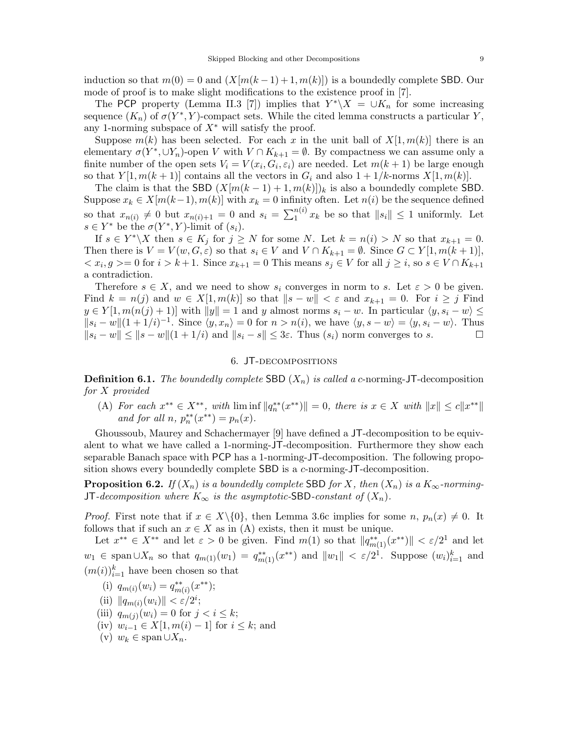induction so that $m(0) = 0$ and $(X[m(k-1)+1, m(k)])$ is a boundedly complete SBD. Our mode of proof is to make slight modifications to the existence proof in [7].

The PCP property (Lemma II.3 [7]) implies that $Y^*\backslash X = \cup K_n$ for some increasing sequence $(K_n)$ of $\sigma(Y^*, Y)$-compact sets. While the cited lemma constructs a particular $Y$, any 1-norming subspace of $X^*$ will satisfy the proof.

Suppose $m(k)$ has been selected. For each $x$ in the unit ball of $X[1, m(k)]$ there is an elementary $\sigma(Y^*, \cup Y_n)$-open $V$ with $V \cap K_{k+1} = \emptyset$. By compactness we can assume only a finite number of the open sets $V_i = V(x_i, G_i, \varepsilon_i)$ are needed. Let $m(k+1)$ be large enough so that $Y[1, m(k+1)]$ contains all the vectors in $G_i$ and also $1 + 1/k$-norms $X[1, m(k)]$.

The claim is that the SBD $(X[m(k-1)+1, m(k)])_k$ is also a boundedly complete SBD. Suppose $x_k \in X[m(k-1), m(k)]$ with $x_k = 0$ infinity often. Let $n(i)$ be the sequence defined so that $x_{n(i)} \neq 0$ but $x_{n(i)+1} = 0$ and $s_i = \sum_1^{n(i)} x_k$ be so that $\|s_i\| \leq 1$ uniformly. Let $s \in Y^*$ be the $\sigma(Y^*, Y)$-limit of $(s_i)$.

If $s \in Y^*\backslash X$ then $s \in K_j$ for $j \geq N$ for some $N$. Let $k = n(i) > N$ so that $x_{k+1} = 0$. Then there is $V = V(w, G, \varepsilon)$ so that $s_i \in V$ and $V \cap K_{k+1} = \emptyset$. Since $G \subset Y[1, m(k+1)]$, $< x_i, g >= 0$ for $i > k+1$. Since $x_{k+1} = 0$ This means $s_j \in V$ for all $j \geq i$, so $s \in V \cap K_{k+1}$ a contradiction.

Therefore $s \in X$, and we need to show $s_i$ converges in norm to $s$. Let $\varepsilon > 0$ be given. Find $k = n(j)$ and $w \in X[1, m(k)]$ so that $\|s - w\| < \varepsilon$ and $x_{k+1} = 0$. For $i \geq j$ Find $y \in Y[1, m(n(j)+1)]$ with $\|y\| = 1$ and $y$ almost norms $s_i - w$. In particular $\langle y, s_i - w\rangle \leq \|s_i - w\|(1 + 1/i)^{-1}$. Since $\langle y, x_n\rangle = 0$ for $n > n(i)$, we have $\langle y, s - w\rangle = \langle y, s_i - w\rangle$. Thus $\|s_i - w\| \leq \|s - w\|(1 + 1/i)$ and $\|s_i - s\| \leq 3\varepsilon$. Thus $(s_i)$ norm converges to $s$. $\square$

## 6. JT-decompositions

**Definition 6.1.** *The boundedly complete* SBD $(X_n)$ *is called a c-norming-*JT*-decomposition for* $X$ *provided*

(A) *For each* $x^{**} \in X^{**}$*, with* $\liminf \|q_n^{**}(x^{**})\| = 0$*, there is* $x \in X$ *with* $\|x\| \leq c\|x^{**}\|$ *and for all* $n$*,* $p_n^{**}(x^{**}) = p_n(x)$*.*

Ghoussoub, Maurey and Schachermayer [9] have defined a JT-decomposition to be equivalent to what we have called a 1-norming-JT-decomposition. Furthermore they show each separable Banach space with PCP has a 1-norming-JT-decomposition. The following proposition shows every boundedly complete SBD is a c-norming-JT-decomposition.

**Proposition 6.2.** *If* $(X_n)$ *is a boundedly complete* SBD *for* $X$*, then* $(X_n)$ *is a* $K_\infty$*-norming-*JT*-decomposition where* $K_\infty$ *is the asymptotic-*SBD*-constant of* $(X_n)$*.*

*Proof.* First note that if $x \in X\backslash\{0\}$, then Lemma 3.6c implies for some $n$, $p_n(x) \neq 0$. It follows that if such an $x \in X$ as in (A) exists, then it must be unique.

Let $x^{**} \in X^{**}$ and let $\varepsilon > 0$ be given. Find $m(1)$ so that $\|q_{m(1)}^{**}(x^{**})\| < \varepsilon/2^1$ and let $w_1 \in \operatorname{span} \cup X_n$ so that $q_{m(1)}(w_1) = q_{m(1)}^{**}(x^{**})$ and $\|w_1\| < \varepsilon/2^1$. Suppose $(w_i)_{i=1}^k$ and $(m(i))_{i=1}^k$ have been chosen so that

(i) $q_{m(i)}(w_i) = q_{m(i)}^{**}(x^{**})$;
(ii) $\|q_{m(i)}(w_i)\| < \varepsilon/2^i$;
(iii) $q_{m(j)}(w_i) = 0$ for $j < i \leq k$;
(iv) $w_{i-1} \in X[1, m(i) - 1]$ for $i \leq k$; and
(v) $w_k \in \operatorname{span} \cup X_n$.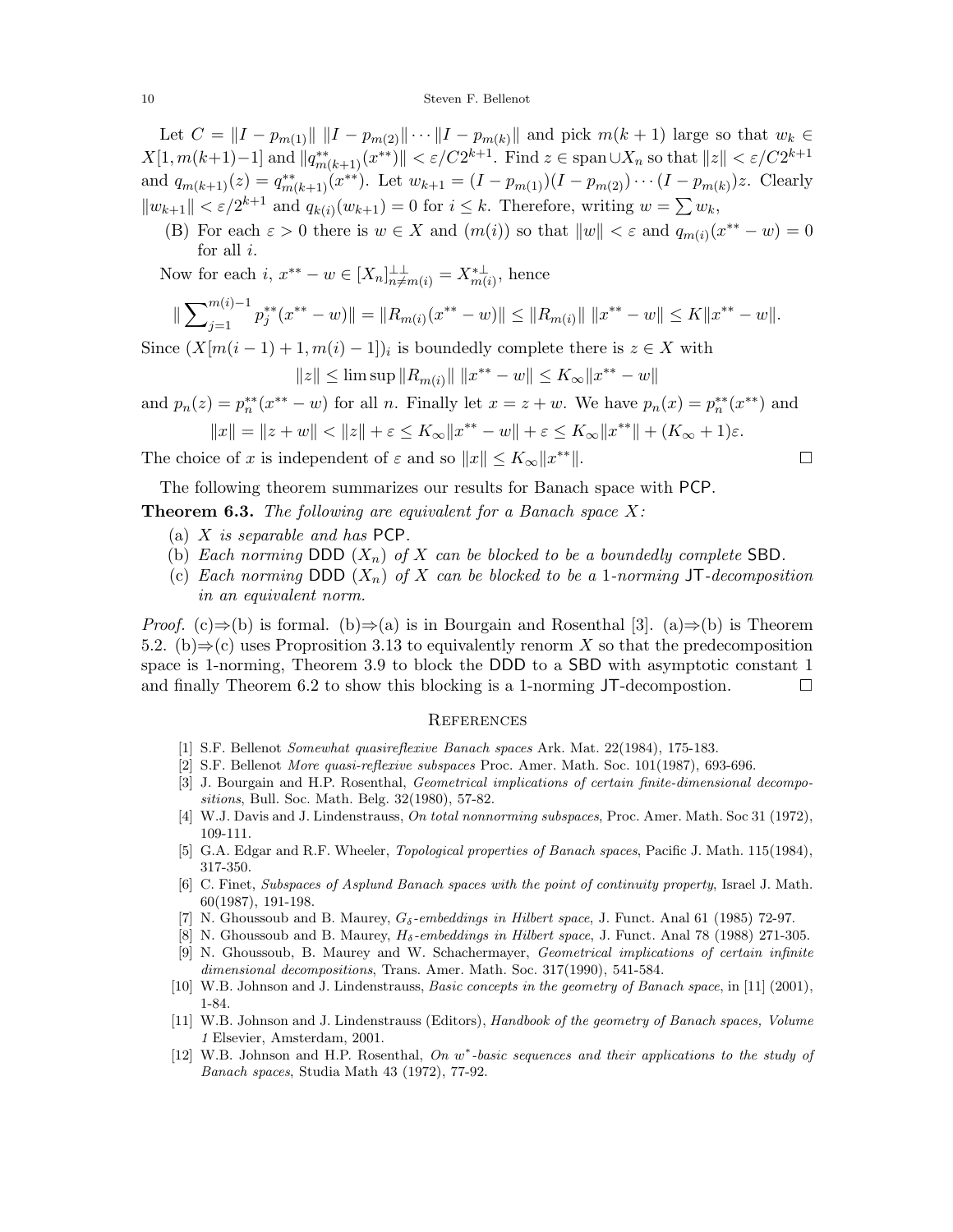Let $C = \|I - p_{m(1)}\| \; \|I - p_{m(2)}\| \cdots \|I - p_{m(k)}\|$ and pick $m(k+1)$ large so that $w_k \in X[1, m(k+1)-1]$ and $\|q^{**}_{m(k+1)}(x^{**})\| < \varepsilon/C2^{k+1}$. Find $z \in \operatorname{span} \cup X_n$ so that $\|z\| < \varepsilon/C2^{k+1}$ and $q_{m(k+1)}(z) = q^{**}_{m(k+1)}(x^{**})$. Let $w_{k+1} = (I - p_{m(1)})(I - p_{m(2)}) \cdots (I - p_{m(k)})z$. Clearly $\|w_{k+1}\| < \varepsilon/2^{k+1}$ and $q_{k(i)}(w_{k+1}) = 0$ for $i \leq k$. Therefore, writing $w = \sum w_k$,

(B) For each $\varepsilon > 0$ there is $w \in X$ and $(m(i))$ so that $\|w\| < \varepsilon$ and $q_{m(i)}(x^{**} - w) = 0$ for all $i$.

Now for each $i$, $x^{**} - w \in [X_n]^{\perp\perp}_{n \neq m(i)} = X^{*\perp}_{m(i)}$, hence

$$\|\sum_{j=1}^{m(i)-1} p^{**}_j(x^{**} - w)\| = \|R_{m(i)}(x^{**} - w)\| \leq \|R_{m(i)}\| \; \|x^{**} - w\| \leq K\|x^{**} - w\|.$$

Since $(X[m(i-1)+1, m(i)-1])_i$ is boundedly complete there is $z \in X$ with

$$\|z\| \leq \limsup \|R_{m(i)}\| \; \|x^{**} - w\| \leq K_\infty \|x^{**} - w\|$$

and $p_n(z) = p^{**}_n(x^{**} - w)$ for all $n$. Finally let $x = z + w$. We have $p_n(x) = p^{**}_n(x^{**})$ and

$$\|x\| = \|z + w\| < \|z\| + \varepsilon \leq K_\infty \|x^{**} - w\| + \varepsilon \leq K_\infty \|x^{**}\| + (K_\infty + 1)\varepsilon.$$

The choice of $x$ is independent of $\varepsilon$ and so $\|x\| \leq K_\infty \|x^{**}\|$. □

The following theorem summarizes our results for Banach space with PCP.

**Theorem 6.3.** *The following are equivalent for a Banach space $X$:*

(a) *$X$ is separable and has PCP.*
(b) *Each norming DDD $(X_n)$ of $X$ can be blocked to be a boundedly complete SBD.*
(c) *Each norming DDD $(X_n)$ of $X$ can be blocked to be a 1-norming JT-decomposition in an equivalent norm.*

*Proof.* (c)⇒(b) is formal. (b)⇒(a) is in Bourgain and Rosenthal [3]. (a)⇒(b) is Theorem 5.2. (b)⇒(c) uses Proprosition 3.13 to equivalently renorm $X$ so that the predecomposition space is 1-norming, Theorem 3.9 to block the DDD to a SBD with asymptotic constant 1 and finally Theorem 6.2 to show this blocking is a 1-norming JT-decompostion. □

## References

[1] S.F. Bellenot *Somewhat quasireflexive Banach spaces* Ark. Mat. 22(1984), 175-183.

[2] S.F. Bellenot *More quasi-reflexive subspaces* Proc. Amer. Math. Soc. 101(1987), 693-696.

[3] J. Bourgain and H.P. Rosenthal, *Geometrical implications of certain finite-dimensional decompositions*, Bull. Soc. Math. Belg. 32(1980), 57-82.

[4] W.J. Davis and J. Lindenstrauss, *On total nonnorming subspaces*, Proc. Amer. Math. Soc 31 (1972), 109-111.

[5] G.A. Edgar and R.F. Wheeler, *Topological properties of Banach spaces*, Pacific J. Math. 115(1984), 317-350.

[6] C. Finet, *Subspaces of Asplund Banach spaces with the point of continuity property*, Israel J. Math. 60(1987), 191-198.

[7] N. Ghoussoub and B. Maurey, *$G_\delta$-embeddings in Hilbert space*, J. Funct. Anal 61 (1985) 72-97.

[8] N. Ghoussoub and B. Maurey, *$H_\delta$-embeddings in Hilbert space*, J. Funct. Anal 78 (1988) 271-305.

[9] N. Ghoussoub, B. Maurey and W. Schachermayer, *Geometrical implications of certain infinite dimensional decompositions*, Trans. Amer. Math. Soc. 317(1990), 541-584.

[10] W.B. Johnson and J. Lindenstrauss, *Basic concepts in the geometry of Banach space*, in [11] (2001), 1-84.

[11] W.B. Johnson and J. Lindenstrauss (Editors), *Handbook of the geometry of Banach spaces, Volume 1* Elsevier, Amsterdam, 2001.

[12] W.B. Johnson and H.P. Rosenthal, *On $w^*$-basic sequences and their applications to the study of Banach spaces*, Studia Math 43 (1972), 77-92.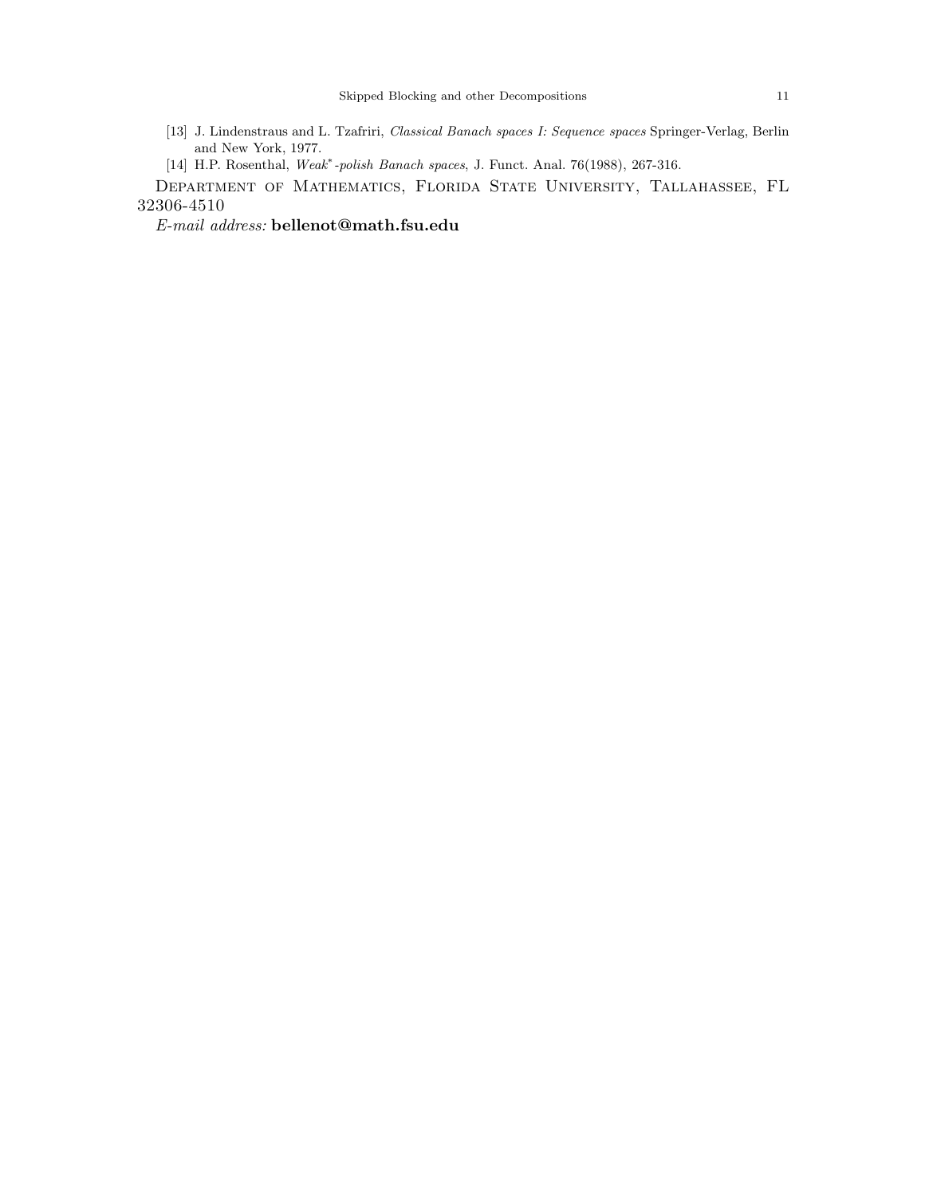[13] J. Lindenstraus and L. Tzafriri, *Classical Banach spaces I: Sequence spaces* Springer-Verlag, Berlin and New York, 1977.

[14] H.P. Rosenthal, *Weak$^*$-polish Banach spaces*, J. Funct. Anal. 76(1988), 267-316.

Department of Mathematics, Florida State University, Tallahassee, FL 32306-4510

*E-mail address:* **bellenot@math.fsu.edu**